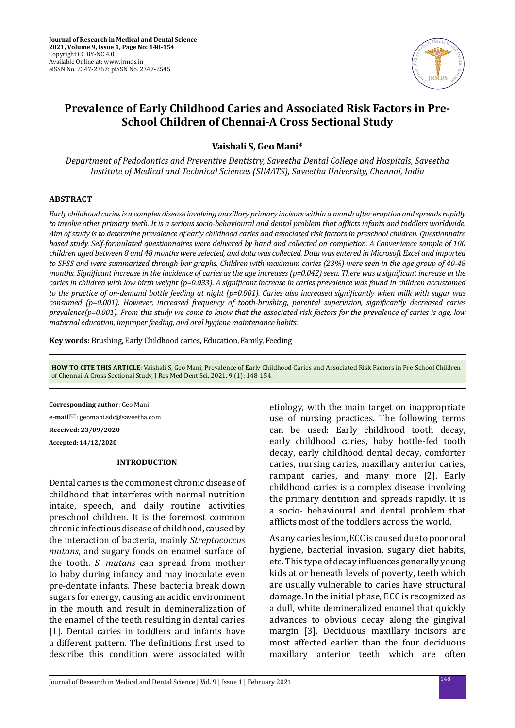# Prevalence of Early Childhood Caries and Associated Risk Factors in Pre-School Children of Chennai-A Cross Sectional Study

**Vaishali S, Geo Mani***

*Department of Pedodontics and Preventive Dentistry, Saveetha Dental College and Hospitals, Saveetha Institute of Medical and Technical Sciences (SIMATS), Saveetha University, Chennai, India*

## ABSTRACT

*Early childhood caries is a complex disease involving maxillary primary incisors within a month after eruption and spreads rapidly to involve other primary teeth. It is a serious socio-behavioural and dental problem that afflicts infants and toddlers worldwide. Aim of study is to determine prevalence of early childhood caries and associated risk factors in preschool children. Questionnaire based study. Self-formulated questionnaires were delivered by hand and collected on completion. A Convenience sample of 100 children aged between 8 and 48 months were selected, and data was collected. Data was entered in Microsoft Excel and imported to SPSS and were summarized through bar graphs. Children with maximum caries (23%) were seen in the age group of 40-48 months. Significant increase in the incidence of caries as the age increases (p=0.042) seen. There was a significant increase in the caries in children with low birth weight (p=0.033). A significant increase in caries prevalence was found in children accustomed to the practice of on-demand bottle feeding at night (p=0.001). Caries also increased significantly when milk with sugar was consumed (p=0.001). However, increased frequency of tooth-brushing, parental supervision, significantly decreased caries prevalence(p=0.001). From this study we come to know that the associated risk factors for the prevalence of caries is age, low maternal education, improper feeding, and oral hygiene maintenance habits.*

**Key words:** Brushing, Early Childhood caries, Education, Family, Feeding

**HOW TO CITE THIS ARTICLE**: Vaishali S, Geo Mani, Prevalence of Early Childhood Caries and Associated Risk Factors in Pre-School Children of Chennai-A Cross Sectional Study, J Res Med Dent Sci, 2021, 9 (1): 148-154.

**Corresponding author**: Geo Mani

**e-mail**: geomani.sdc@saveetha.com

**Received: 23/09/2020**

**Accepted: 14/12/2020**

## INTRODUCTION

Dental caries is the commonest chronic disease of childhood that interferes with normal nutrition intake, speech, and daily routine activities preschool children. It is the foremost common chronic infectious disease of childhood, caused by the interaction of bacteria, mainly *Streptococcus mutans*, and sugary foods on enamel surface of the tooth. *S. mutans* can spread from mother to baby during infancy and may inoculate even pre-dentate infants. These bacteria break down sugars for energy, causing an acidic environment in the mouth and result in demineralization of the enamel of the teeth resulting in dental caries [1]. Dental caries in toddlers and infants have a different pattern. The definitions first used to describe this condition were associated with etiology, with the main target on inappropriate use of nursing practices. The following terms can be used: Early childhood tooth decay, early childhood caries, baby bottle-fed tooth decay, early childhood dental decay, comforter caries, nursing caries, maxillary anterior caries, rampant caries, and many more [2]. Early childhood caries is a complex disease involving the primary dentition and spreads rapidly. It is a socio- behavioural and dental problem that afflicts most of the toddlers across the world.

As any caries lesion, ECC is caused due to poor oral hygiene, bacterial invasion, sugary diet habits, etc. This type of decay influences generally young kids at or beneath levels of poverty, teeth which are usually vulnerable to caries have structural damage. In the initial phase, ECC is recognized as a dull, white demineralized enamel that quickly advances to obvious decay along the gingival margin [3]. Deciduous maxillary incisors are most affected earlier than the four deciduous maxillary anterior teeth which are often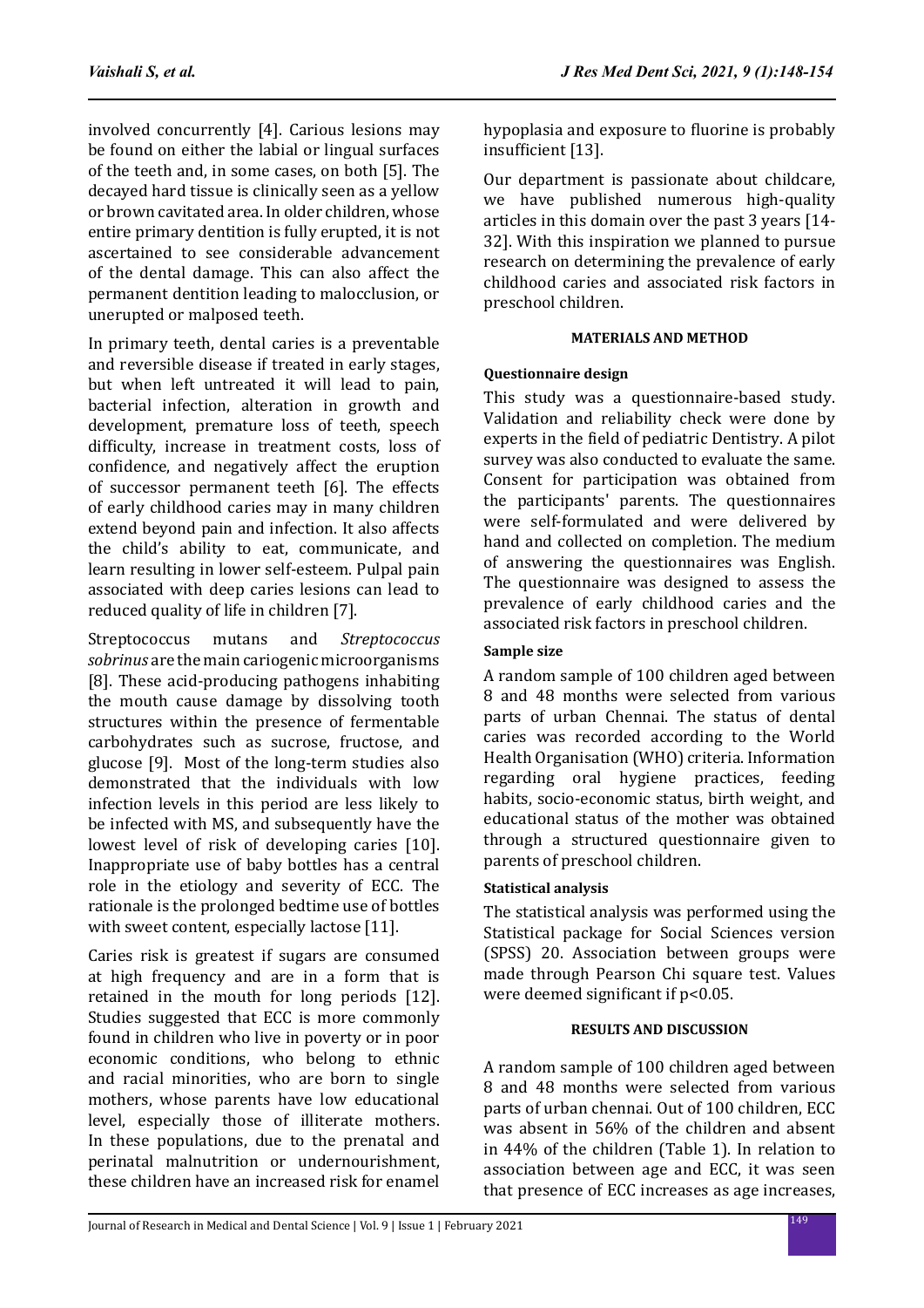involved concurrently [4]. Carious lesions may be found on either the labial or lingual surfaces of the teeth and, in some cases, on both [5]. The decayed hard tissue is clinically seen as a yellow or brown cavitated area. In older children, whose entire primary dentition is fully erupted, it is not ascertained to see considerable advancement of the dental damage. This can also affect the permanent dentition leading to malocclusion, or unerupted or malposed teeth.

In primary teeth, dental caries is a preventable and reversible disease if treated in early stages, but when left untreated it will lead to pain, bacterial infection, alteration in growth and development, premature loss of teeth, speech difficulty, increase in treatment costs, loss of confidence, and negatively affect the eruption of successor permanent teeth [6]. The effects of early childhood caries may in many children extend beyond pain and infection. It also affects the child's ability to eat, communicate, and learn resulting in lower self-esteem. Pulpal pain associated with deep caries lesions can lead to reduced quality of life in children [7].

Streptococcus mutans and *Streptococcus sobrinus* are the main cariogenic microorganisms [8]. These acid-producing pathogens inhabiting the mouth cause damage by dissolving tooth structures within the presence of fermentable carbohydrates such as sucrose, fructose, and glucose [9]. Most of the long-term studies also demonstrated that the individuals with low infection levels in this period are less likely to be infected with MS, and subsequently have the lowest level of risk of developing caries [10]. Inappropriate use of baby bottles has a central role in the etiology and severity of ECC. The rationale is the prolonged bedtime use of bottles with sweet content, especially lactose [11].

Caries risk is greatest if sugars are consumed at high frequency and are in a form that is retained in the mouth for long periods [12]. Studies suggested that ECC is more commonly found in children who live in poverty or in poor economic conditions, who belong to ethnic and racial minorities, who are born to single mothers, whose parents have low educational level, especially those of illiterate mothers. In these populations, due to the prenatal and perinatal malnutrition or undernourishment, these children have an increased risk for enamel hypoplasia and exposure to fluorine is probably insufficient [13].

Our department is passionate about childcare, we have published numerous high-quality articles in this domain over the past 3 years [14-32]. With this inspiration we planned to pursue research on determining the prevalence of early childhood caries and associated risk factors in preschool children.

## MATERIALS AND METHOD

### Questionnaire design

This study was a questionnaire-based study. Validation and reliability check were done by experts in the field of pediatric Dentistry. A pilot survey was also conducted to evaluate the same. Consent for participation was obtained from the participants' parents. The questionnaires were self-formulated and were delivered by hand and collected on completion. The medium of answering the questionnaires was English. The questionnaire was designed to assess the prevalence of early childhood caries and the associated risk factors in preschool children.

### Sample size

A random sample of 100 children aged between 8 and 48 months were selected from various parts of urban Chennai. The status of dental caries was recorded according to the World Health Organisation (WHO) criteria. Information regarding oral hygiene practices, feeding habits, socio-economic status, birth weight, and educational status of the mother was obtained through a structured questionnaire given to parents of preschool children.

### Statistical analysis

The statistical analysis was performed using the Statistical package for Social Sciences version (SPSS) 20. Association between groups were made through Pearson Chi square test. Values were deemed significant if $p<0.05$.

## RESULTS AND DISCUSSION

A random sample of 100 children aged between 8 and 48 months were selected from various parts of urban chennai. Out of 100 children, ECC was absent in 56% of the children and absent in 44% of the children (Table 1). In relation to association between age and ECC, it was seen that presence of ECC increases as age increases,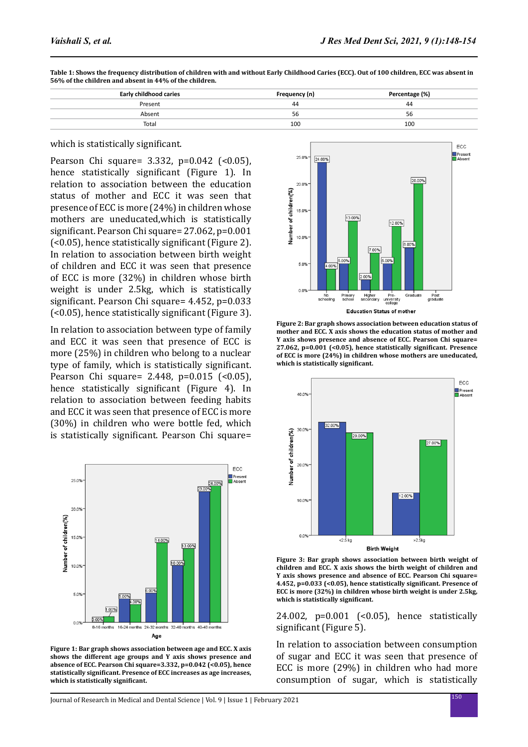**Table 1: Shows the frequency distribution of children with and without Early Childhood Caries (ECC). Out of 100 children, ECC was absent in 56% of the children and absent in 44% of the children.**

| Early childhood caries | Frequency (n) | Percentage (%) |
|---|---|---|
| Present | 44 | 44 |
| Absent | 56 | 56 |
| Total | 100 | 100 |

which is statistically significant.

Pearson Chi square= 3.332, p=0.042 (<0.05), hence statistically significant (Figure 1). In relation to association between the education status of mother and ECC it was seen that presence of ECC is more (24%) in children whose mothers are uneducated,which is statistically significant. Pearson Chi square= 27.062, p=0.001 (<0.05), hence statistically significant (Figure 2). In relation to association between birth weight of children and ECC it was seen that presence of ECC is more (32%) in children whose birth weight is under 2.5kg, which is statistically significant. Pearson Chi square= 4.452, p=0.033 (<0.05), hence statistically significant (Figure 3).

In relation to association between type of family and ECC it was seen that presence of ECC is more (25%) in children who belong to a nuclear type of family, which is statistically significant. Pearson Chi square= 2.448, p=0.015 (<0.05), hence statistically significant (Figure 4). In relation to association between feeding habits and ECC it was seen that presence of ECC is more (30%) in children who were bottle fed, which is statistically significant. Pearson Chi square= 24.002, p=0.001 (<0.05), hence statistically significant (Figure 5).

In relation to association between consumption of sugar and ECC it was seen that presence of ECC is more (29%) in children who had more consumption of sugar, which is statistically

**Figure 1: Bar graph shows association between age and ECC. X axis shows the different age groups and Y axis shows presence and absence of ECC. Pearson Chi square=3.332, p=0.042 (<0.05), hence statistically significant. Presence of ECC increases as age increases, which is statistically significant.**

**Figure 2: Bar graph shows association between education status of mother and ECC. X axis shows the education status of mother and Y axis shows presence and absence of ECC. Pearson Chi square= 27.062, p=0.001 (<0.05), hence statistically significant. Presence of ECC is more (24%) in children whose mothers are uneducated, which is statistically significant.**

**Figure 3: Bar graph shows association between birth weight of children and ECC. X axis shows the birth weight of children and Y axis shows presence and absence of ECC. Pearson Chi square= 4.452, p=0.033 (<0.05), hence statistically significant. Presence of ECC is more (32%) in children whose birth weight is under 2.5kg, which is statistically significant.**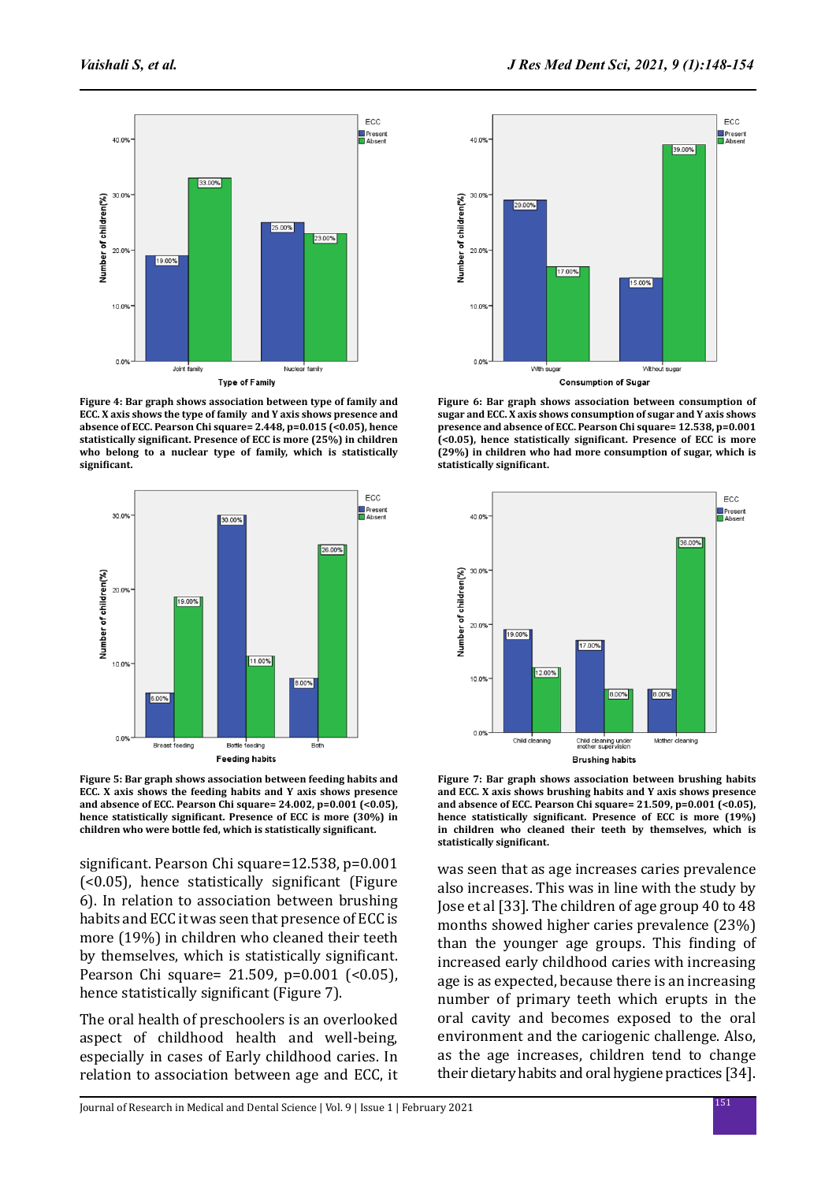Figure 4: Bar graph shows association between type of family and ECC. X axis shows the type of family and Y axis shows presence and absence of ECC. Pearson Chi square= 2.448, p=0.015 (<0.05), hence statistically significant. Presence of ECC is more (25%) in children who belong to a nuclear type of family, which is statistically significant.

Figure 6: Bar graph shows association between consumption of sugar and ECC. X axis shows consumption of sugar and Y axis shows presence and absence of ECC. Pearson Chi square= 12.538, p=0.001 (<0.05), hence statistically significant. Presence of ECC is more (29%) in children who had more consumption of sugar, which is statistically significant.

Figure 5: Bar graph shows association between feeding habits and ECC. X axis shows the feeding habits and Y axis shows presence and absence of ECC. Pearson Chi square= 24.002, p=0.001 (<0.05), hence statistically significant. Presence of ECC is more (30%) in children who were bottle fed, which is statistically significant.

Figure 7: Bar graph shows association between brushing habits and ECC. X axis shows brushing habits and Y axis shows presence and absence of ECC. Pearson Chi square= 21.509, p=0.001 (<0.05), hence statistically significant. Presence of ECC is more (19%) in children who cleaned their teeth by themselves, which is statistically significant.

significant. Pearson Chi square=12.538, p=0.001 (<0.05), hence statistically significant (Figure 6). In relation to association between brushing habits and ECC it was seen that presence of ECC is more (19%) in children who cleaned their teeth by themselves, which is statistically significant. Pearson Chi square= 21.509, p=0.001 (<0.05), hence statistically significant (Figure 7).

The oral health of preschoolers is an overlooked aspect of childhood health and well-being, especially in cases of Early childhood caries. In relation to association between age and ECC, it was seen that as age increases caries prevalence also increases. This was in line with the study by Jose et al [33]. The children of age group 40 to 48 months showed higher caries prevalence (23%) than the younger age groups. This finding of increased early childhood caries with increasing age is as expected, because there is an increasing number of primary teeth which erupts in the oral cavity and becomes exposed to the oral environment and the cariogenic challenge. Also, as the age increases, children tend to change their dietary habits and oral hygiene practices [34].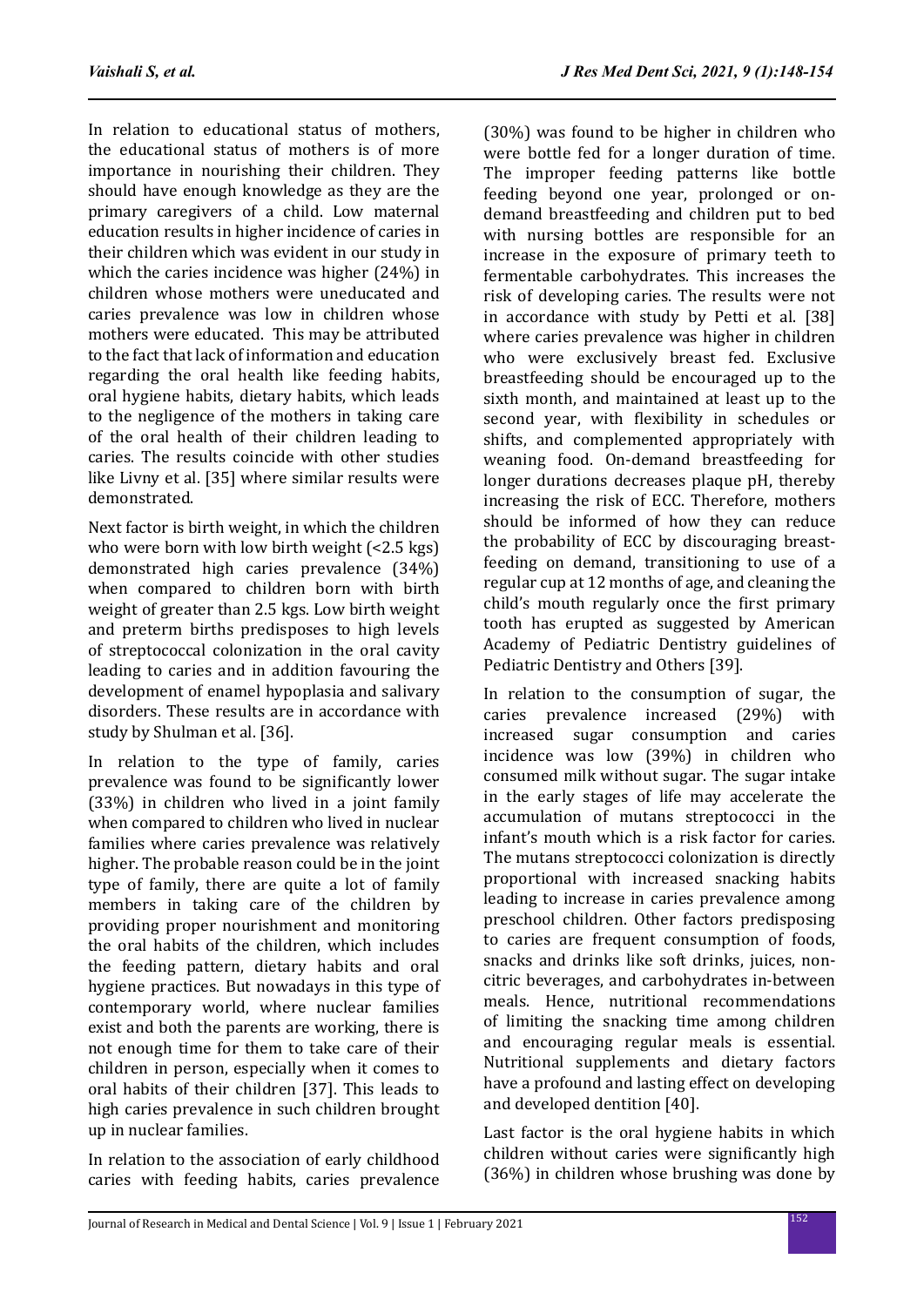In relation to educational status of mothers, the educational status of mothers is of more importance in nourishing their children. They should have enough knowledge as they are the primary caregivers of a child. Low maternal education results in higher incidence of caries in their children which was evident in our study in which the caries incidence was higher (24%) in children whose mothers were uneducated and caries prevalence was low in children whose mothers were educated. This may be attributed to the fact that lack of information and education regarding the oral health like feeding habits, oral hygiene habits, dietary habits, which leads to the negligence of the mothers in taking care of the oral health of their children leading to caries. The results coincide with other studies like Livny et al. [35] where similar results were demonstrated.

Next factor is birth weight, in which the children who were born with low birth weight (<2.5 kgs) demonstrated high caries prevalence (34%) when compared to children born with birth weight of greater than 2.5 kgs. Low birth weight and preterm births predisposes to high levels of streptococcal colonization in the oral cavity leading to caries and in addition favouring the development of enamel hypoplasia and salivary disorders. These results are in accordance with study by Shulman et al. [36].

In relation to the type of family, caries prevalence was found to be significantly lower (33%) in children who lived in a joint family when compared to children who lived in nuclear families where caries prevalence was relatively higher. The probable reason could be in the joint type of family, there are quite a lot of family members in taking care of the children by providing proper nourishment and monitoring the oral habits of the children, which includes the feeding pattern, dietary habits and oral hygiene practices. But nowadays in this type of contemporary world, where nuclear families exist and both the parents are working, there is not enough time for them to take care of their children in person, especially when it comes to oral habits of their children [37]. This leads to high caries prevalence in such children brought up in nuclear families.

In relation to the association of early childhood caries with feeding habits, caries prevalence (30%) was found to be higher in children who were bottle fed for a longer duration of time. The improper feeding patterns like bottle feeding beyond one year, prolonged or on-demand breastfeeding and children put to bed with nursing bottles are responsible for an increase in the exposure of primary teeth to fermentable carbohydrates. This increases the risk of developing caries. The results were not in accordance with study by Petti et al. [38] where caries prevalence was higher in children who were exclusively breast fed. Exclusive breastfeeding should be encouraged up to the sixth month, and maintained at least up to the second year, with flexibility in schedules or shifts, and complemented appropriately with weaning food. On-demand breastfeeding for longer durations decreases plaque pH, thereby increasing the risk of ECC. Therefore, mothers should be informed of how they can reduce the probability of ECC by discouraging breast-feeding on demand, transitioning to use of a regular cup at 12 months of age, and cleaning the child's mouth regularly once the first primary tooth has erupted as suggested by American Academy of Pediatric Dentistry guidelines of Pediatric Dentistry and Others [39].

In relation to the consumption of sugar, the caries prevalence increased (29%) with increased sugar consumption and caries incidence was low (39%) in children who consumed milk without sugar. The sugar intake in the early stages of life may accelerate the accumulation of mutans streptococci in the infant's mouth which is a risk factor for caries. The mutans streptococci colonization is directly proportional with increased snacking habits leading to increase in caries prevalence among preschool children. Other factors predisposing to caries are frequent consumption of foods, snacks and drinks like soft drinks, juices, non-citric beverages, and carbohydrates in-between meals. Hence, nutritional recommendations of limiting the snacking time among children and encouraging regular meals is essential. Nutritional supplements and dietary factors have a profound and lasting effect on developing and developed dentition [40].

Last factor is the oral hygiene habits in which children without caries were significantly high (36%) in children whose brushing was done by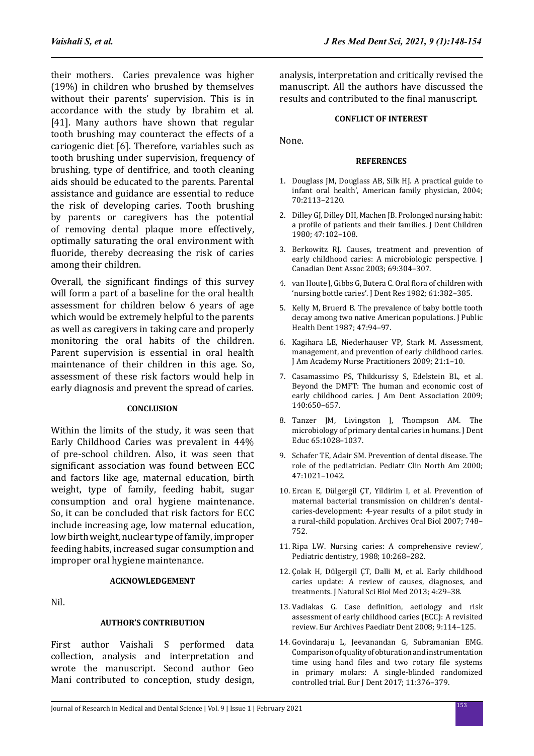their mothers. Caries prevalence was higher (19%) in children who brushed by themselves without their parents' supervision. This is in accordance with the study by Ibrahim et al. [41]. Many authors have shown that regular tooth brushing may counteract the effects of a cariogenic diet [6]. Therefore, variables such as tooth brushing under supervision, frequency of brushing, type of dentifrice, and tooth cleaning aids should be educated to the parents. Parental assistance and guidance are essential to reduce the risk of developing caries. Tooth brushing by parents or caregivers has the potential of removing dental plaque more effectively, optimally saturating the oral environment with fluoride, thereby decreasing the risk of caries among their children.

Overall, the significant findings of this survey will form a part of a baseline for the oral health assessment for children below 6 years of age which would be extremely helpful to the parents as well as caregivers in taking care and properly monitoring the oral habits of the children. Parent supervision is essential in oral health maintenance of their children in this age. So, assessment of these risk factors would help in early diagnosis and prevent the spread of caries.

## CONCLUSION

Within the limits of the study, it was seen that Early Childhood Caries was prevalent in 44% of pre-school children. Also, it was seen that significant association was found between ECC and factors like age, maternal education, birth weight, type of family, feeding habit, sugar consumption and oral hygiene maintenance. So, it can be concluded that risk factors for ECC include increasing age, low maternal education, low birth weight, nuclear type of family, improper feeding habits, increased sugar consumption and improper oral hygiene maintenance.

## ACKNOWLEDGEMENT

Nil.

## AUTHOR'S CONTRIBUTION

First author Vaishali S performed data collection, analysis and interpretation and wrote the manuscript. Second author Geo Mani contributed to conception, study design, analysis, interpretation and critically revised the manuscript. All the authors have discussed the results and contributed to the final manuscript.

## CONFLICT OF INTEREST

None.

## REFERENCES

1. Douglass JM, Douglass AB, Silk HJ. A practical guide to infant oral health', American family physician, 2004; 70:2113–2120.
2. Dilley GJ, Dilley DH, Machen JB. Prolonged nursing habit: a profile of patients and their families. J Dent Children 1980; 47:102–108.
3. Berkowitz RJ. Causes, treatment and prevention of early childhood caries: A microbiologic perspective. J Canadian Dent Assoc 2003; 69:304–307.
4. van Houte J, Gibbs G, Butera C. Oral flora of children with 'nursing bottle caries'. J Dent Res 1982; 61:382–385.
5. Kelly M, Bruerd B. The prevalence of baby bottle tooth decay among two native American populations. J Public Health Dent 1987; 47:94–97.
6. Kagihara LE, Niederhauser VP, Stark M. Assessment, management, and prevention of early childhood caries. J Am Academy Nurse Practitioners 2009; 21:1–10.
7. Casamassimo PS, Thikkurissy S, Edelstein BL, et al. Beyond the DMFT: The human and economic cost of early childhood caries. J Am Dent Association 2009; 140:650–657.
8. Tanzer JM, Livingston J, Thompson AM. The microbiology of primary dental caries in humans. J Dent Educ 65:1028–1037.
9. Schafer TE, Adair SM. Prevention of dental disease. The role of the pediatrician. Pediatr Clin North Am 2000; 47:1021–1042.
10. Ercan E, Dülgergil ÇT, Yildirim I, et al. Prevention of maternal bacterial transmission on children's dental-caries-development: 4-year results of a pilot study in a rural-child population. Archives Oral Biol 2007; 748–752.
11. Ripa LW. Nursing caries: A comprehensive review', Pediatric dentistry, 1988; 10:268–282.
12. Çolak H, Dülgergil ÇT, Dalli M, et al. Early childhood caries update: A review of causes, diagnoses, and treatments. J Natural Sci Biol Med 2013; 4:29–38.
13. Vadiakas G. Case definition, aetiology and risk assessment of early childhood caries (ECC): A revisited review. Eur Archives Paediatr Dent 2008; 9:114–125.
14. Govindaraju L, Jeevanandan G, Subramanian EMG. Comparison of quality of obturation and instrumentation time using hand files and two rotary file systems in primary molars: A single-blinded randomized controlled trial. Eur J Dent 2017; 11:376–379.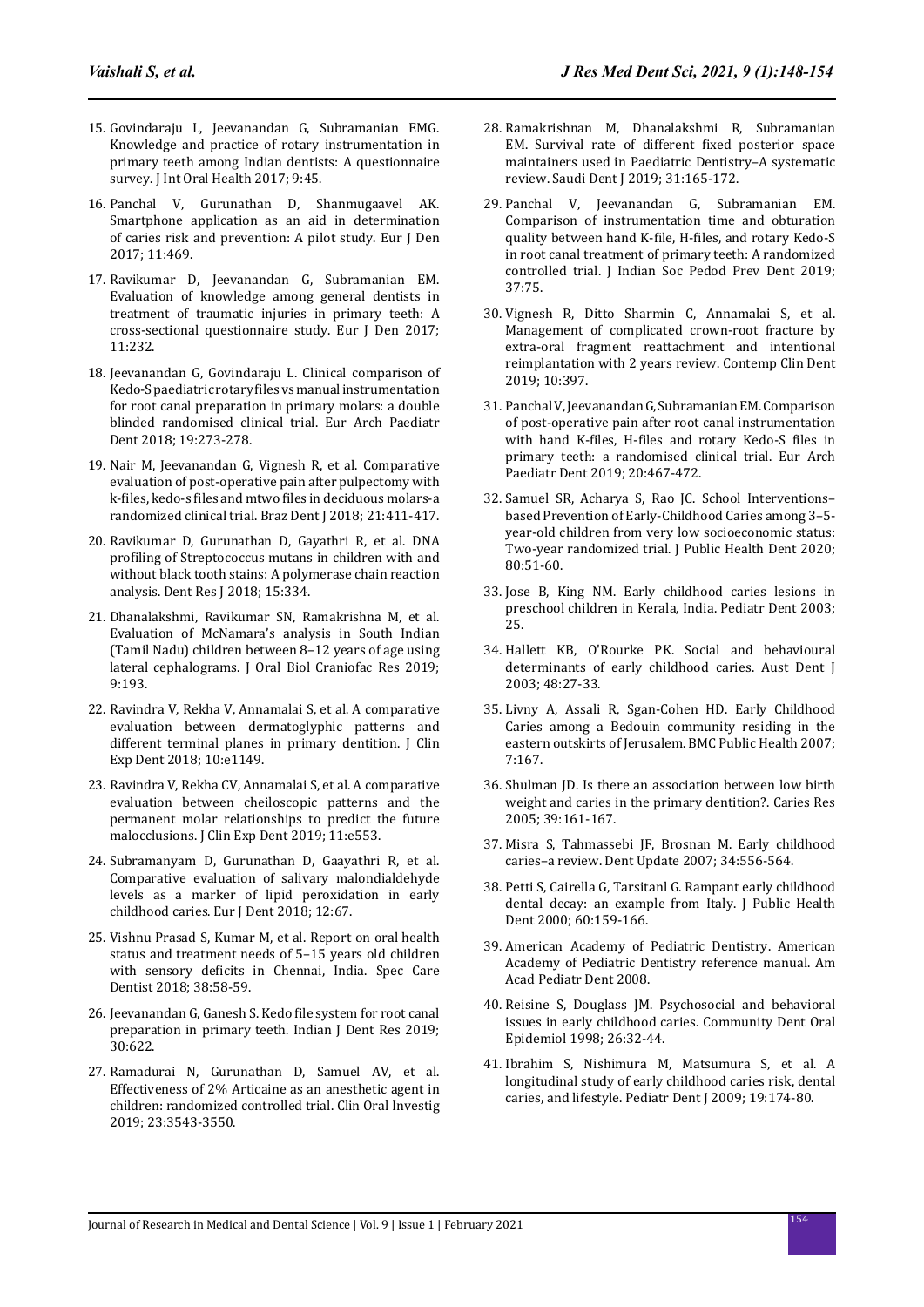15. Govindaraju L, Jeevanandan G, Subramanian EMG. Knowledge and practice of rotary instrumentation in primary teeth among Indian dentists: A questionnaire survey. J Int Oral Health 2017; 9:45.

16. Panchal V, Gurunathan D, Shanmugaavel AK. Smartphone application as an aid in determination of caries risk and prevention: A pilot study. Eur J Den 2017; 11:469.

17. Ravikumar D, Jeevanandan G, Subramanian EM. Evaluation of knowledge among general dentists in treatment of traumatic injuries in primary teeth: A cross-sectional questionnaire study. Eur J Den 2017; 11:232.

18. Jeevanandan G, Govindaraju L. Clinical comparison of Kedo-S paediatric rotary files vs manual instrumentation for root canal preparation in primary molars: a double blinded randomised clinical trial. Eur Arch Paediatr Dent 2018; 19:273-278.

19. Nair M, Jeevanandan G, Vignesh R, et al. Comparative evaluation of post-operative pain after pulpectomy with k-files, kedo-s files and mtwo files in deciduous molars-a randomized clinical trial. Braz Dent J 2018; 21:411-417.

20. Ravikumar D, Gurunathan D, Gayathri R, et al. DNA profiling of Streptococcus mutans in children with and without black tooth stains: A polymerase chain reaction analysis. Dent Res J 2018; 15:334.

21. Dhanalakshmi, Ravikumar SN, Ramakrishna M, et al. Evaluation of McNamara's analysis in South Indian (Tamil Nadu) children between 8–12 years of age using lateral cephalograms. J Oral Biol Craniofac Res 2019; 9:193.

22. Ravindra V, Rekha V, Annamalai S, et al. A comparative evaluation between dermatoglyphic patterns and different terminal planes in primary dentition. J Clin Exp Dent 2018; 10:e1149.

23. Ravindra V, Rekha CV, Annamalai S, et al. A comparative evaluation between cheiloscopic patterns and the permanent molar relationships to predict the future malocclusions. J Clin Exp Dent 2019; 11:e553.

24. Subramanyam D, Gurunathan D, Gaayathri R, et al. Comparative evaluation of salivary malondialdehyde levels as a marker of lipid peroxidation in early childhood caries. Eur J Dent 2018; 12:67.

25. Vishnu Prasad S, Kumar M, et al. Report on oral health status and treatment needs of 5–15 years old children with sensory deficits in Chennai, India. Spec Care Dentist 2018; 38:58-59.

26. Jeevanandan G, Ganesh S. Kedo file system for root canal preparation in primary teeth. Indian J Dent Res 2019; 30:622.

27. Ramadurai N, Gurunathan D, Samuel AV, et al. Effectiveness of 2% Articaine as an anesthetic agent in children: randomized controlled trial. Clin Oral Investig 2019; 23:3543-3550.

28. Ramakrishnan M, Dhanalakshmi R, Subramanian EM. Survival rate of different fixed posterior space maintainers used in Paediatric Dentistry–A systematic review. Saudi Dent J 2019; 31:165-172.

29. Panchal V, Jeevanandan G, Subramanian EM. Comparison of instrumentation time and obturation quality between hand K-file, H-files, and rotary Kedo-S in root canal treatment of primary teeth: A randomized controlled trial. J Indian Soc Pedod Prev Dent 2019; 37:75.

30. Vignesh R, Ditto Sharmin C, Annamalai S, et al. Management of complicated crown-root fracture by extra-oral fragment reattachment and intentional reimplantation with 2 years review. Contemp Clin Dent 2019; 10:397.

31. Panchal V, Jeevanandan G, Subramanian EM. Comparison of post-operative pain after root canal instrumentation with hand K-files, H-files and rotary Kedo-S files in primary teeth: a randomised clinical trial. Eur Arch Paediatr Dent 2019; 20:467-472.

32. Samuel SR, Acharya S, Rao JC. School Interventions–based Prevention of Early-Childhood Caries among 3–5-year-old children from very low socioeconomic status: Two-year randomized trial. J Public Health Dent 2020; 80:51-60.

33. Jose B, King NM. Early childhood caries lesions in preschool children in Kerala, India. Pediatr Dent 2003; 25.

34. Hallett KB, O'Rourke PK. Social and behavioural determinants of early childhood caries. Aust Dent J 2003; 48:27-33.

35. Livny A, Assali R, Sgan-Cohen HD. Early Childhood Caries among a Bedouin community residing in the eastern outskirts of Jerusalem. BMC Public Health 2007; 7:167.

36. Shulman JD. Is there an association between low birth weight and caries in the primary dentition?. Caries Res 2005; 39:161-167.

37. Misra S, Tahmassebi JF, Brosnan M. Early childhood caries–a review. Dent Update 2007; 34:556-564.

38. Petti S, Cairella G, Tarsitanl G. Rampant early childhood dental decay: an example from Italy. J Public Health Dent 2000; 60:159-166.

39. American Academy of Pediatric Dentistry. American Academy of Pediatric Dentistry reference manual. Am Acad Pediatr Dent 2008.

40. Reisine S, Douglass JM. Psychosocial and behavioral issues in early childhood caries. Community Dent Oral Epidemiol 1998; 26:32-44.

41. Ibrahim S, Nishimura M, Matsumura S, et al. A longitudinal study of early childhood caries risk, dental caries, and lifestyle. Pediatr Dent J 2009; 19:174-80.